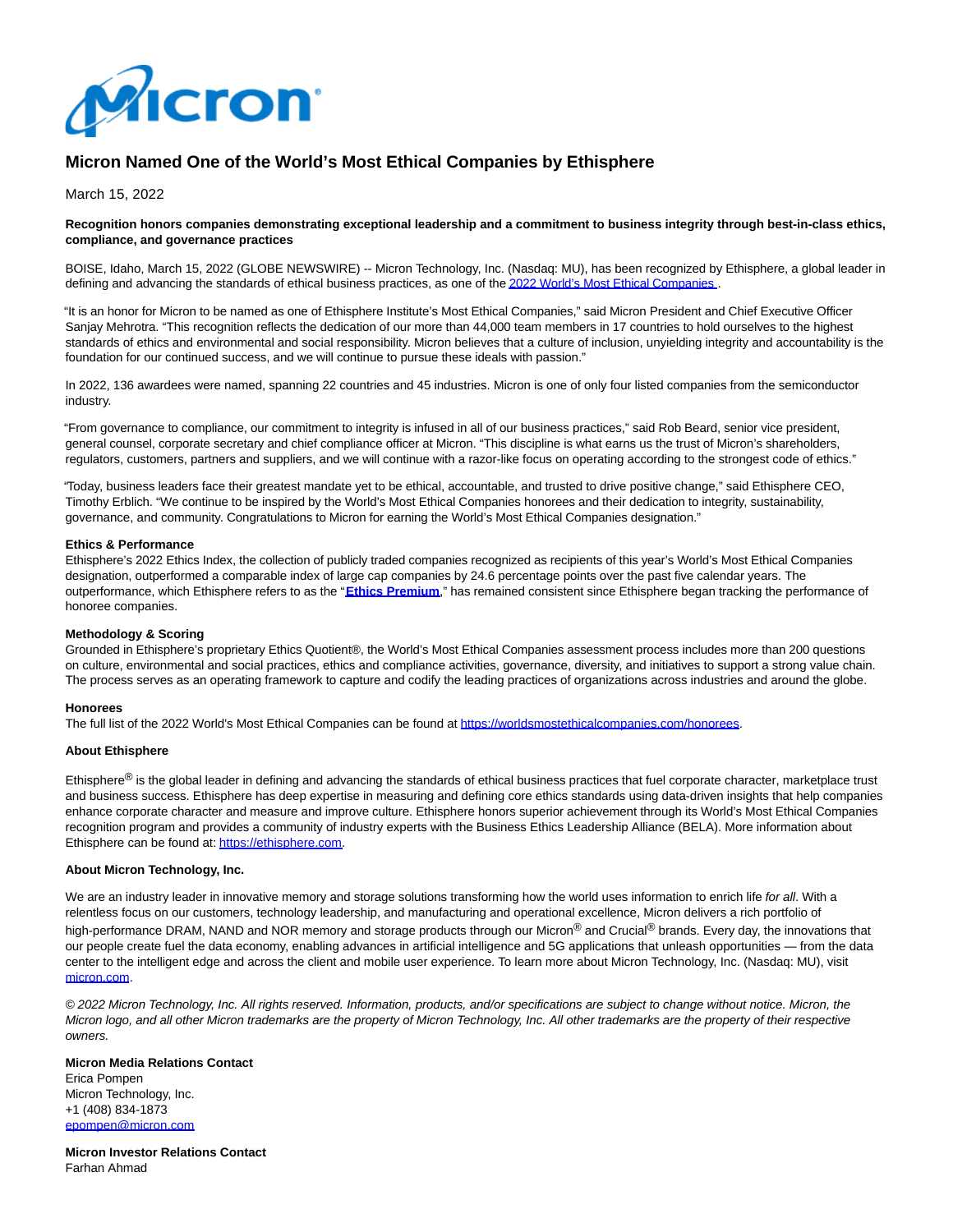# Micron Named One of the World's Most Ethical Companies by Ethisphere

March 15, 2022

**Recognition honors companies demonstrating exceptional leadership and a commitment to business integrity through best-in-class ethics, compliance, and governance practices**

BOISE, Idaho, March 15, 2022 (GLOBE NEWSWIRE) -- Micron Technology, Inc. (Nasdaq: MU), has been recognized by Ethisphere, a global leader in defining and advancing the standards of ethical business practices, as one of the 2022 World's Most Ethical Companies .

"It is an honor for Micron to be named as one of Ethisphere Institute's Most Ethical Companies," said Micron President and Chief Executive Officer Sanjay Mehrotra. "This recognition reflects the dedication of our more than 44,000 team members in 17 countries to hold ourselves to the highest standards of ethics and environmental and social responsibility. Micron believes that a culture of inclusion, unyielding integrity and accountability is the foundation for our continued success, and we will continue to pursue these ideals with passion."

In 2022, 136 awardees were named, spanning 22 countries and 45 industries. Micron is one of only four listed companies from the semiconductor industry.

"From governance to compliance, our commitment to integrity is infused in all of our business practices," said Rob Beard, senior vice president, general counsel, corporate secretary and chief compliance officer at Micron. "This discipline is what earns us the trust of Micron's shareholders, regulators, customers, partners and suppliers, and we will continue with a razor-like focus on operating according to the strongest code of ethics."

"Today, business leaders face their greatest mandate yet to be ethical, accountable, and trusted to drive positive change," said Ethisphere CEO, Timothy Erblich. "We continue to be inspired by the World's Most Ethical Companies honorees and their dedication to integrity, sustainability, governance, and community. Congratulations to Micron for earning the World's Most Ethical Companies designation."

**Ethics & Performance**

Ethisphere's 2022 Ethics Index, the collection of publicly traded companies recognized as recipients of this year's World's Most Ethical Companies designation, outperformed a comparable index of large cap companies by 24.6 percentage points over the past five calendar years. The outperformance, which Ethisphere refers to as the "**Ethics Premium**," has remained consistent since Ethisphere began tracking the performance of honoree companies.

**Methodology & Scoring**

Grounded in Ethisphere's proprietary Ethics Quotient®, the World's Most Ethical Companies assessment process includes more than 200 questions on culture, environmental and social practices, ethics and compliance activities, governance, diversity, and initiatives to support a strong value chain. The process serves as an operating framework to capture and codify the leading practices of organizations across industries and around the globe.

**Honorees**

The full list of the 2022 World's Most Ethical Companies can be found at https://worldsmostethicalcompanies.com/honorees.

**About Ethisphere**

Ethisphere® is the global leader in defining and advancing the standards of ethical business practices that fuel corporate character, marketplace trust and business success. Ethisphere has deep expertise in measuring and defining core ethics standards using data-driven insights that help companies enhance corporate character and measure and improve culture. Ethisphere honors superior achievement through its World's Most Ethical Companies recognition program and provides a community of industry experts with the Business Ethics Leadership Alliance (BELA). More information about Ethisphere can be found at: https://ethisphere.com.

**About Micron Technology, Inc.**

We are an industry leader in innovative memory and storage solutions transforming how the world uses information to enrich life *for all*. With a relentless focus on our customers, technology leadership, and manufacturing and operational excellence, Micron delivers a rich portfolio of high-performance DRAM, NAND and NOR memory and storage products through our Micron® and Crucial® brands. Every day, the innovations that our people create fuel the data economy, enabling advances in artificial intelligence and 5G applications that unleash opportunities — from the data center to the intelligent edge and across the client and mobile user experience. To learn more about Micron Technology, Inc. (Nasdaq: MU), visit micron.com.

*© 2022 Micron Technology, Inc. All rights reserved. Information, products, and/or specifications are subject to change without notice. Micron, the Micron logo, and all other Micron trademarks are the property of Micron Technology, Inc. All other trademarks are the property of their respective owners.*

**Micron Media Relations Contact**
Erica Pompen
Micron Technology, Inc.
+1 (408) 834-1873
epompen@micron.com

**Micron Investor Relations Contact**
Farhan Ahmad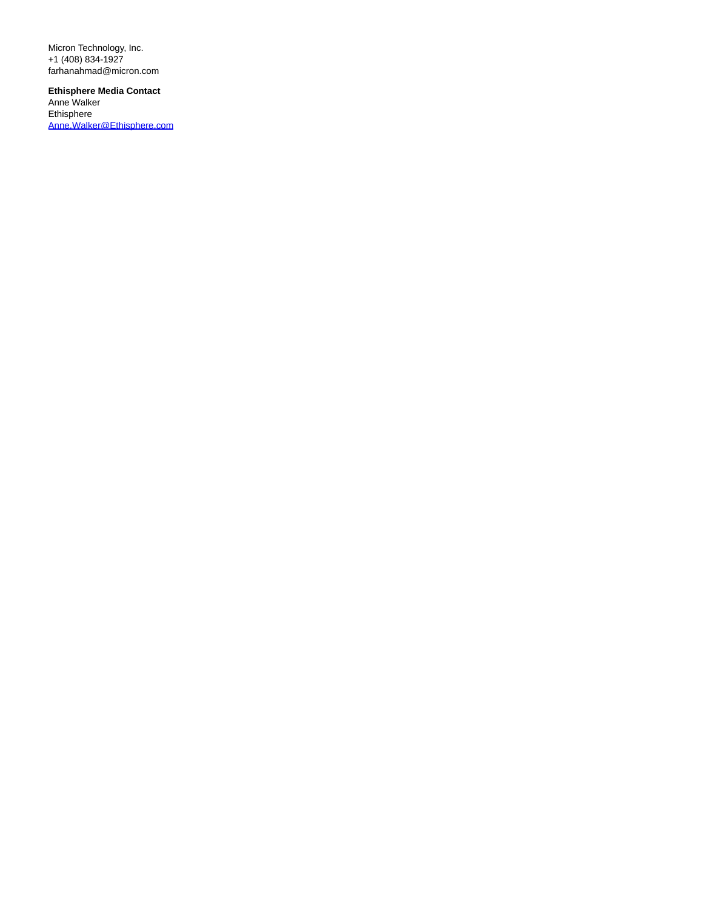Micron Technology, Inc.
+1 (408) 834-1927
farhanahmad@micron.com

**Ethisphere Media Contact**
Anne Walker
Ethisphere
Anne.Walker@Ethisphere.com